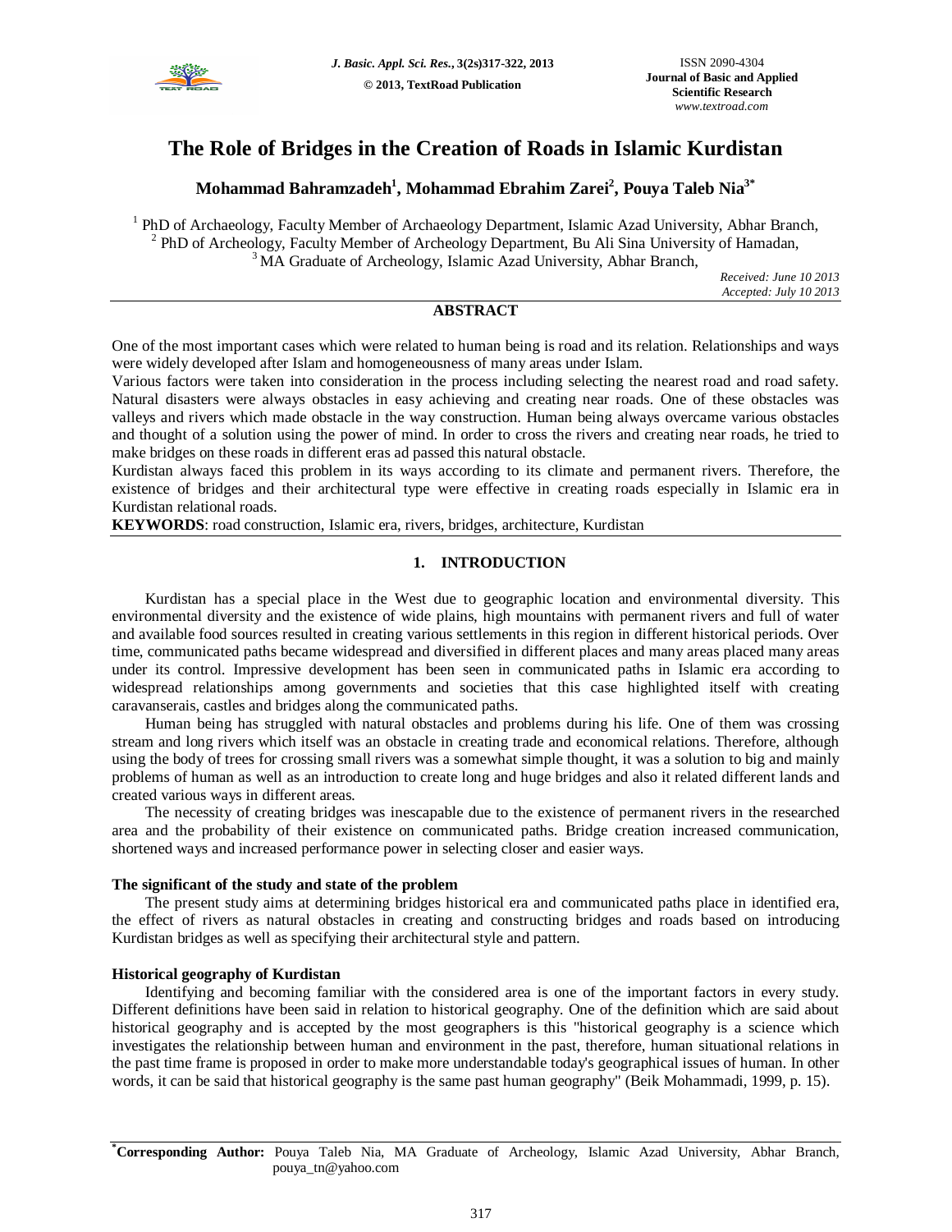# The Role of Bridges in the Creation of Roads in Islamic Kurdistan

**Mohammad Bahramzadeh[1], Mohammad Ebrahim Zarei[2], Pouya Taleb Nia[3*]**

[1] PhD of Archaeology, Faculty Member of Archaeology Department, Islamic Azad University, Abhar Branch,
[2] PhD of Archeology, Faculty Member of Archeology Department, Bu Ali Sina University of Hamadan,
[3] MA Graduate of Archeology, Islamic Azad University, Abhar Branch,

*Received: June 10 2013*
*Accepted: July 10 2013*

## ABSTRACT

One of the most important cases which were related to human being is road and its relation. Relationships and ways were widely developed after Islam and homogeneousness of many areas under Islam.

Various factors were taken into consideration in the process including selecting the nearest road and road safety. Natural disasters were always obstacles in easy achieving and creating near roads. One of these obstacles was valleys and rivers which made obstacle in the way construction. Human being always overcame various obstacles and thought of a solution using the power of mind. In order to cross the rivers and creating near roads, he tried to make bridges on these roads in different eras ad passed this natural obstacle.

Kurdistan always faced this problem in its ways according to its climate and permanent rivers. Therefore, the existence of bridges and their architectural type were effective in creating roads especially in Islamic era in Kurdistan relational roads.

**KEYWORDS**: road construction, Islamic era, rivers, bridges, architecture, Kurdistan

## 1. INTRODUCTION

Kurdistan has a special place in the West due to geographic location and environmental diversity. This environmental diversity and the existence of wide plains, high mountains with permanent rivers and full of water and available food sources resulted in creating various settlements in this region in different historical periods. Over time, communicated paths became widespread and diversified in different places and many areas placed many areas under its control. Impressive development has been seen in communicated paths in Islamic era according to widespread relationships among governments and societies that this case highlighted itself with creating caravanserais, castles and bridges along the communicated paths.

Human being has struggled with natural obstacles and problems during his life. One of them was crossing stream and long rivers which itself was an obstacle in creating trade and economical relations. Therefore, although using the body of trees for crossing small rivers was a somewhat simple thought, it was a solution to big and mainly problems of human as well as an introduction to create long and huge bridges and also it related different lands and created various ways in different areas.

The necessity of creating bridges was inescapable due to the existence of permanent rivers in the researched area and the probability of their existence on communicated paths. Bridge creation increased communication, shortened ways and increased performance power in selecting closer and easier ways.

### The significant of the study and state of the problem

The present study aims at determining bridges historical era and communicated paths place in identified era, the effect of rivers as natural obstacles in creating and constructing bridges and roads based on introducing Kurdistan bridges as well as specifying their architectural style and pattern.

### Historical geography of Kurdistan

Identifying and becoming familiar with the considered area is one of the important factors in every study. Different definitions have been said in relation to historical geography. One of the definition which are said about historical geography and is accepted by the most geographers is this "historical geography is a science which investigates the relationship between human and environment in the past, therefore, human situational relations in the past time frame is proposed in order to make more understandable today's geographical issues of human. In other words, it can be said that historical geography is the same past human geography" (Beik Mohammadi, 1999, p. 15).

---

**[*]Corresponding Author:** Pouya Taleb Nia, MA Graduate of Archeology, Islamic Azad University, Abhar Branch, pouya_tn@yahoo.com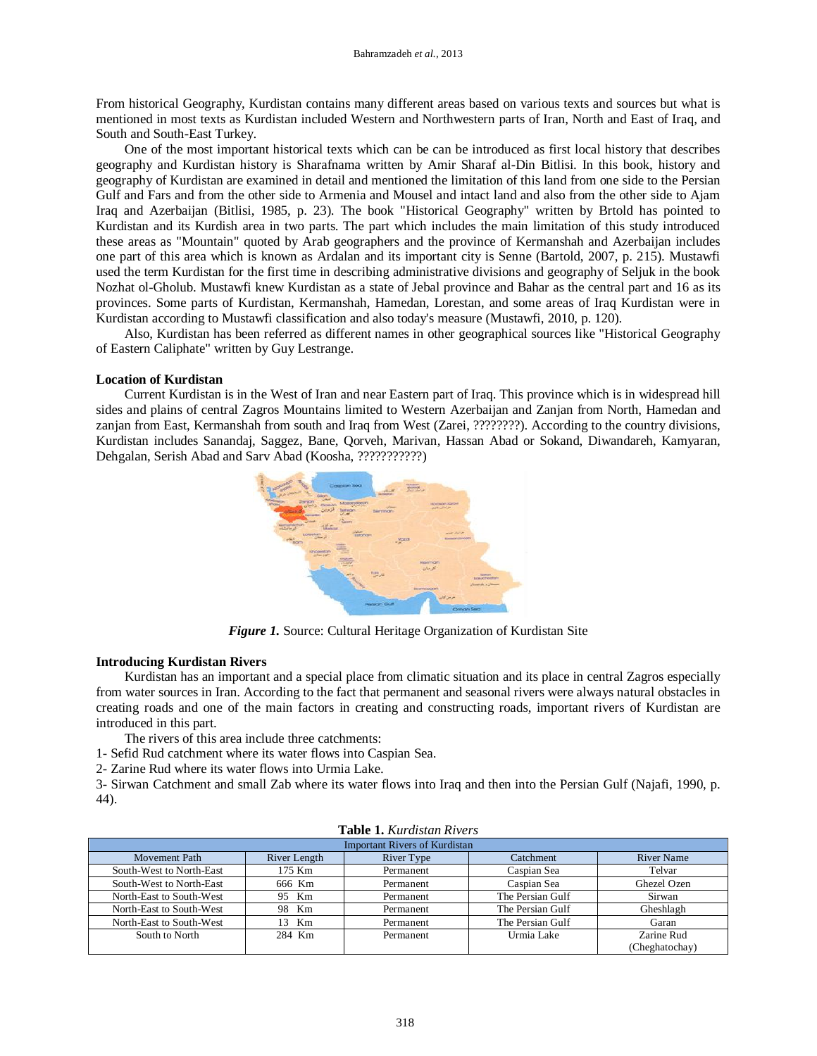From historical Geography, Kurdistan contains many different areas based on various texts and sources but what is mentioned in most texts as Kurdistan included Western and Northwestern parts of Iran, North and East of Iraq, and South and South-East Turkey.

One of the most important historical texts which can be can be introduced as first local history that describes geography and Kurdistan history is Sharafnama written by Amir Sharaf al-Din Bitlisi. In this book, history and geography of Kurdistan are examined in detail and mentioned the limitation of this land from one side to the Persian Gulf and Fars and from the other side to Armenia and Mousel and intact land and also from the other side to Ajam Iraq and Azerbaijan (Bitlisi, 1985, p. 23). The book "Historical Geography" written by Brtold has pointed to Kurdistan and its Kurdish area in two parts. The part which includes the main limitation of this study introduced these areas as "Mountain" quoted by Arab geographers and the province of Kermanshah and Azerbaijan includes one part of this area which is known as Ardalan and its important city is Senne (Bartold, 2007, p. 215). Mustawfi used the term Kurdistan for the first time in describing administrative divisions and geography of Seljuk in the book Nozhat ol-Gholub. Mustawfi knew Kurdistan as a state of Jebal province and Bahar as the central part and 16 as its provinces. Some parts of Kurdistan, Kermanshah, Hamedan, Lorestan, and some areas of Iraq Kurdistan were in Kurdistan according to Mustawfi classification and also today's measure (Mustawfi, 2010, p. 120).

Also, Kurdistan has been referred as different names in other geographical sources like "Historical Geography of Eastern Caliphate" written by Guy Lestrange.

**Location of Kurdistan**

Current Kurdistan is in the West of Iran and near Eastern part of Iraq. This province which is in widespread hill sides and plains of central Zagros Mountains limited to Western Azerbaijan and Zanjan from North, Hamedan and zanjan from East, Kermanshah from south and Iraq from West (Zarei, ????????). According to the country divisions, Kurdistan includes Sanandaj, Saggez, Bane, Qorveh, Marivan, Hassan Abad or Sokand, Diwandareh, Kamyaran, Dehgalan, Serish Abad and Sarv Abad (Koosha, ???????????)

***Figure 1.*** Source: Cultural Heritage Organization of Kurdistan Site

**Introducing Kurdistan Rivers**

Kurdistan has an important and a special place from climatic situation and its place in central Zagros especially from water sources in Iran. According to the fact that permanent and seasonal rivers were always natural obstacles in creating roads and one of the main factors in creating and constructing roads, important rivers of Kurdistan are introduced in this part.

The rivers of this area include three catchments:

1- Sefid Rud catchment where its water flows into Caspian Sea.

2- Zarine Rud where its water flows into Urmia Lake.

3- Sirwan Catchment and small Zab where its water flows into Iraq and then into the Persian Gulf (Najafi, 1990, p. 44).

**Table 1.** *Kurdistan Rivers*

| Important Rivers of Kurdistan | | | | |
|---|---|---|---|---|
| Movement Path | River Length | River Type | Catchment | River Name |
| South-West to North-East | 175 Km | Permanent | Caspian Sea | Telvar |
| South-West to North-East | 666 Km | Permanent | Caspian Sea | Ghezel Ozen |
| North-East to South-West | 95 Km | Permanent | The Persian Gulf | Sirwan |
| North-East to South-West | 98 Km | Permanent | The Persian Gulf | Gheshlagh |
| North-East to South-West | 13 Km | Permanent | The Persian Gulf | Garan |
| South to North | 284 Km | Permanent | Urmia Lake | Zarine Rud (Cheghatochay) |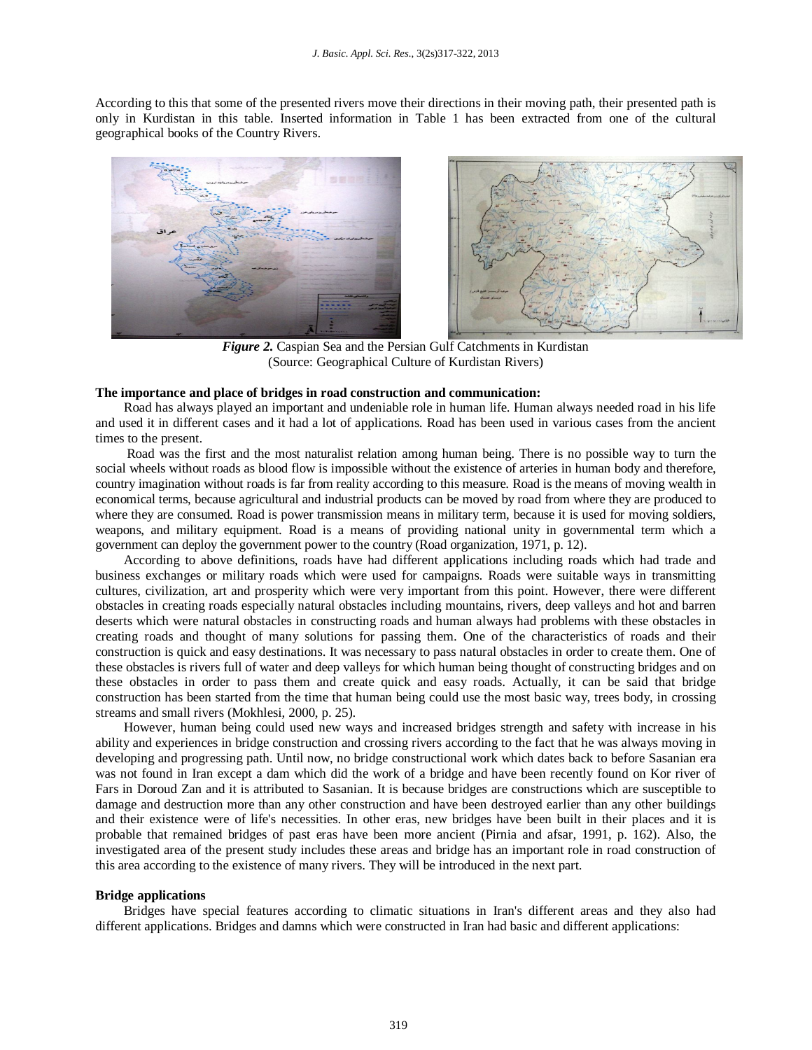According to this that some of the presented rivers move their directions in their moving path, their presented path is only in Kurdistan in this table. Inserted information in Table 1 has been extracted from one of the cultural geographical books of the Country Rivers.

***Figure 2.*** Caspian Sea and the Persian Gulf Catchments in Kurdistan
(Source: Geographical Culture of Kurdistan Rivers)

**The importance and place of bridges in road construction and communication:**

Road has always played an important and undeniable role in human life. Human always needed road in his life and used it in different cases and it had a lot of applications. Road has been used in various cases from the ancient times to the present.

Road was the first and the most naturalist relation among human being. There is no possible way to turn the social wheels without roads as blood flow is impossible without the existence of arteries in human body and therefore, country imagination without roads is far from reality according to this measure. Road is the means of moving wealth in economical terms, because agricultural and industrial products can be moved by road from where they are produced to where they are consumed. Road is power transmission means in military term, because it is used for moving soldiers, weapons, and military equipment. Road is a means of providing national unity in governmental term which a government can deploy the government power to the country (Road organization, 1971, p. 12).

According to above definitions, roads have had different applications including roads which had trade and business exchanges or military roads which were used for campaigns. Roads were suitable ways in transmitting cultures, civilization, art and prosperity which were very important from this point. However, there were different obstacles in creating roads especially natural obstacles including mountains, rivers, deep valleys and hot and barren deserts which were natural obstacles in constructing roads and human always had problems with these obstacles in creating roads and thought of many solutions for passing them. One of the characteristics of roads and their construction is quick and easy destinations. It was necessary to pass natural obstacles in order to create them. One of these obstacles is rivers full of water and deep valleys for which human being thought of constructing bridges and on these obstacles in order to pass them and create quick and easy roads. Actually, it can be said that bridge construction has been started from the time that human being could use the most basic way, trees body, in crossing streams and small rivers (Mokhlesi, 2000, p. 25).

However, human being could used new ways and increased bridges strength and safety with increase in his ability and experiences in bridge construction and crossing rivers according to the fact that he was always moving in developing and progressing path. Until now, no bridge constructional work which dates back to before Sasanian era was not found in Iran except a dam which did the work of a bridge and have been recently found on Kor river of Fars in Doroud Zan and it is attributed to Sasanian. It is because bridges are constructions which are susceptible to damage and destruction more than any other construction and have been destroyed earlier than any other buildings and their existence were of life's necessities. In other eras, new bridges have been built in their places and it is probable that remained bridges of past eras have been more ancient (Pirnia and afsar, 1991, p. 162). Also, the investigated area of the present study includes these areas and bridge has an important role in road construction of this area according to the existence of many rivers. They will be introduced in the next part.

**Bridge applications**

Bridges have special features according to climatic situations in Iran's different areas and they also had different applications. Bridges and damns which were constructed in Iran had basic and different applications: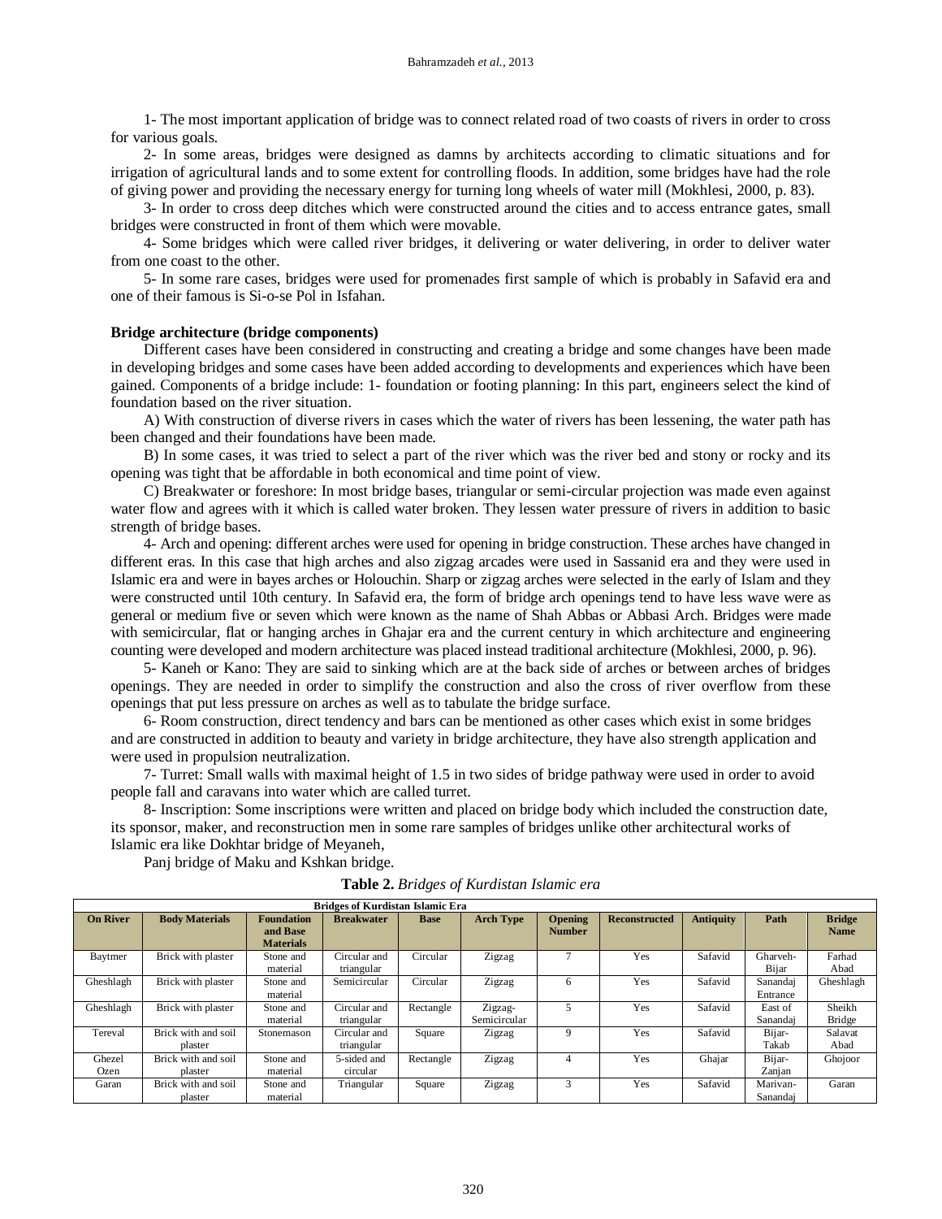1- The most important application of bridge was to connect related road of two coasts of rivers in order to cross for various goals.

2- In some areas, bridges were designed as damns by architects according to climatic situations and for irrigation of agricultural lands and to some extent for controlling floods. In addition, some bridges have had the role of giving power and providing the necessary energy for turning long wheels of water mill (Mokhlesi, 2000, p. 83).

3- In order to cross deep ditches which were constructed around the cities and to access entrance gates, small bridges were constructed in front of them which were movable.

4- Some bridges which were called river bridges, it delivering or water delivering, in order to deliver water from one coast to the other.

5- In some rare cases, bridges were used for promenades first sample of which is probably in Safavid era and one of their famous is Si-o-se Pol in Isfahan.

**Bridge architecture (bridge components)**

Different cases have been considered in constructing and creating a bridge and some changes have been made in developing bridges and some cases have been added according to developments and experiences which have been gained. Components of a bridge include: 1- foundation or footing planning: In this part, engineers select the kind of foundation based on the river situation.

A) With construction of diverse rivers in cases which the water of rivers has been lessening, the water path has been changed and their foundations have been made.

B) In some cases, it was tried to select a part of the river which was the river bed and stony or rocky and its opening was tight that be affordable in both economical and time point of view.

C) Breakwater or foreshore: In most bridge bases, triangular or semi-circular projection was made even against water flow and agrees with it which is called water broken. They lessen water pressure of rivers in addition to basic strength of bridge bases.

4- Arch and opening: different arches were used for opening in bridge construction. These arches have changed in different eras. In this case that high arches and also zigzag arcades were used in Sassanid era and they were used in Islamic era and were in bayes arches or Holouchin. Sharp or zigzag arches were selected in the early of Islam and they were constructed until 10th century. In Safavid era, the form of bridge arch openings tend to have less wave were as general or medium five or seven which were known as the name of Shah Abbas or Abbasi Arch. Bridges were made with semicircular, flat or hanging arches in Ghajar era and the current century in which architecture and engineering counting were developed and modern architecture was placed instead traditional architecture (Mokhlesi, 2000, p. 96).

5- Kaneh or Kano: They are said to sinking which are at the back side of arches or between arches of bridges openings. They are needed in order to simplify the construction and also the cross of river overflow from these openings that put less pressure on arches as well as to tabulate the bridge surface.

6- Room construction, direct tendency and bars can be mentioned as other cases which exist in some bridges and are constructed in addition to beauty and variety in bridge architecture, they have also strength application and were used in propulsion neutralization.

7- Turret: Small walls with maximal height of 1.5 in two sides of bridge pathway were used in order to avoid people fall and caravans into water which are called turret.

8- Inscription: Some inscriptions were written and placed on bridge body which included the construction date, its sponsor, maker, and reconstruction men in some rare samples of bridges unlike other architectural works of Islamic era like Dokhtar bridge of Meyaneh,

Panj bridge of Maku and Kshkan bridge.

**Table 2.** *Bridges of Kurdistan Islamic era*

| Bridges of Kurdistan Islamic Era | | | | | | | | | | |
|---|---|---|---|---|---|---|---|---|---|---|
| **On River** | **Body Materials** | **Foundation and Base Materials** | **Breakwater** | **Base** | **Arch Type** | **Opening Number** | **Reconstructed** | **Antiquity** | **Path** | **Bridge Name** |
| Baytmer | Brick with plaster | Stone and material | Circular and triangular | Circular | Zigzag | 7 | Yes | Safavid | Gharveh-Bijar | Farhad Abad |
| Gheshlagh | Brick with plaster | Stone and material | Semicircular | Circular | Zigzag | 6 | Yes | Safavid | Sanandaj Entrance | Gheshlagh |
| Gheshlagh | Brick with plaster | Stone and material | Circular and triangular | Rectangle | Zigzag-Semicircular | 5 | Yes | Safavid | East of Sanandaj | Sheikh Bridge |
| Tereval | Brick with and soil plaster | Stonemason | Circular and triangular | Square | Zigzag | 9 | Yes | Safavid | Bijar-Takab | Salavat Abad |
| Ghezel Ozen | Brick with and soil plaster | Stone and material | 5-sided and circular | Rectangle | Zigzag | 4 | Yes | Ghajar | Bijar-Zanjan | Ghojoor |
| Garan | Brick with and soil plaster | Stone and material | Triangular | Square | Zigzag | 3 | Yes | Safavid | Marivan-Sanandaj | Garan |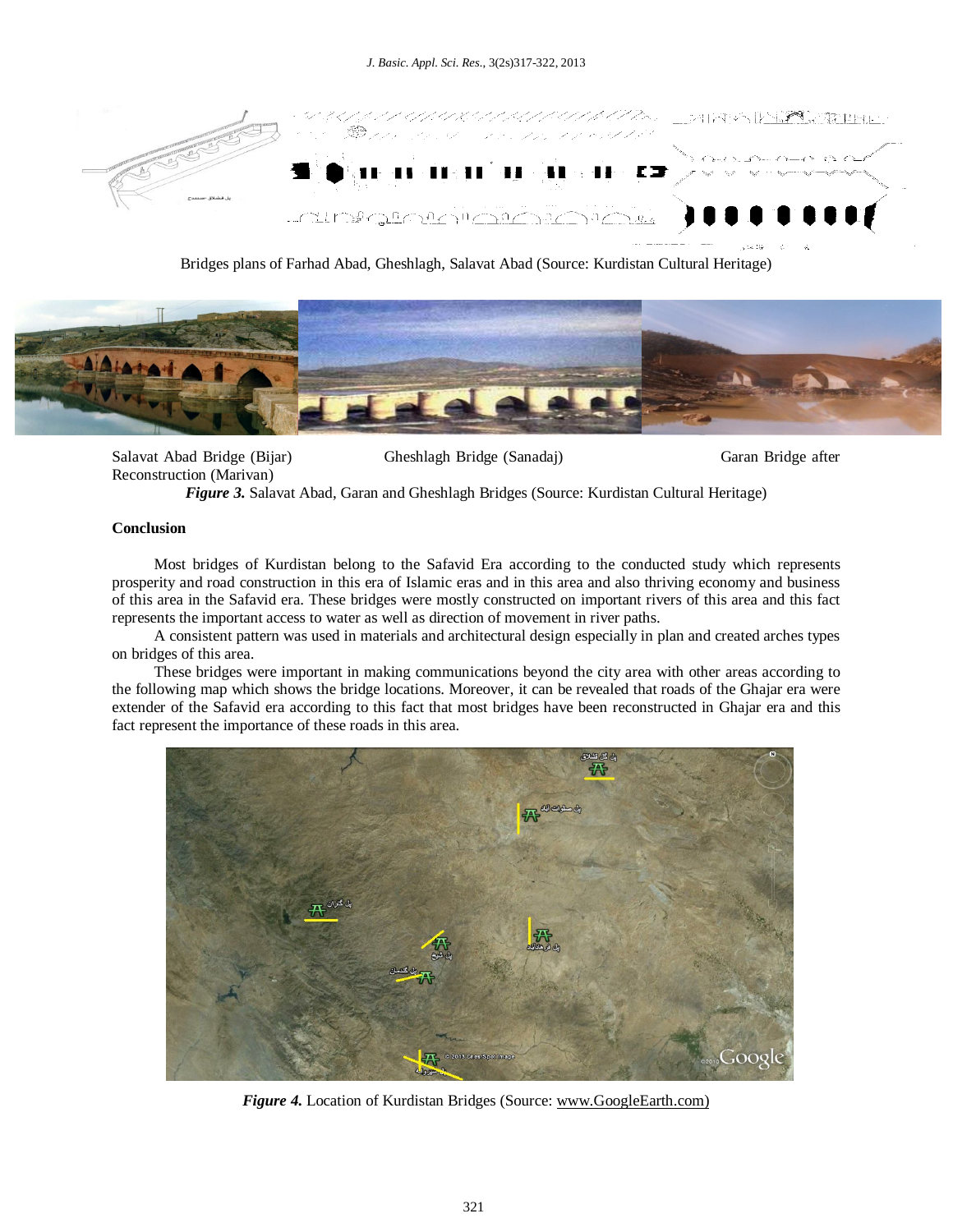Bridges plans of Farhad Abad, Gheshlagh, Salavat Abad (Source: Kurdistan Cultural Heritage)

Salavat Abad Bridge (Bijar) Gheshlagh Bridge (Sanadaj) Garan Bridge after Reconstruction (Marivan)

***Figure 3.*** Salavat Abad, Garan and Gheshlagh Bridges (Source: Kurdistan Cultural Heritage)

**Conclusion**

Most bridges of Kurdistan belong to the Safavid Era according to the conducted study which represents prosperity and road construction in this era of Islamic eras and in this area and also thriving economy and business of this area in the Safavid era. These bridges were mostly constructed on important rivers of this area and this fact represents the important access to water as well as direction of movement in river paths.

A consistent pattern was used in materials and architectural design especially in plan and created arches types on bridges of this area.

These bridges were important in making communications beyond the city area with other areas according to the following map which shows the bridge locations. Moreover, it can be revealed that roads of the Ghajar era were extender of the Safavid era according to this fact that most bridges have been reconstructed in Ghajar era and this fact represent the importance of these roads in this area.

***Figure 4.*** Location of Kurdistan Bridges (Source: www.GoogleEarth.com)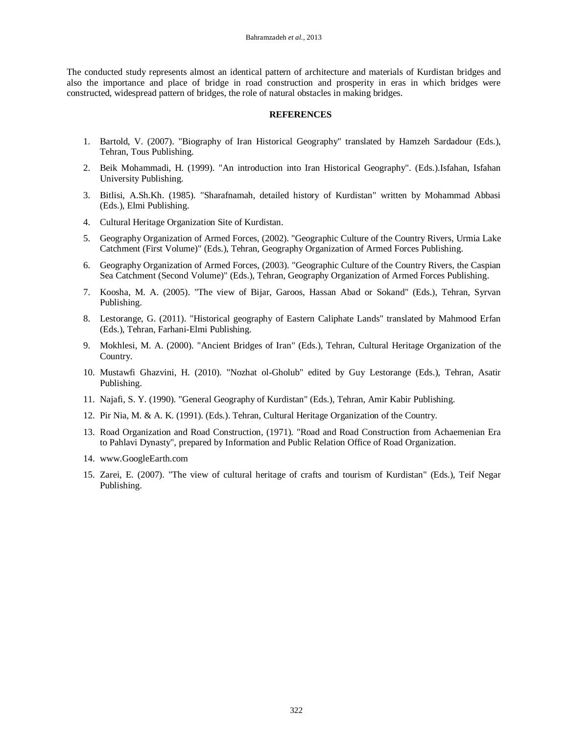The conducted study represents almost an identical pattern of architecture and materials of Kurdistan bridges and also the importance and place of bridge in road construction and prosperity in eras in which bridges were constructed, widespread pattern of bridges, the role of natural obstacles in making bridges.

## REFERENCES

1. Bartold, V. (2007). "Biography of Iran Historical Geography" translated by Hamzeh Sardadour (Eds.), Tehran, Tous Publishing.
2. Beik Mohammadi, H. (1999). "An introduction into Iran Historical Geography". (Eds.).Isfahan, Isfahan University Publishing.
3. Bitlisi, A.Sh.Kh. (1985). "Sharafnamah, detailed history of Kurdistan" written by Mohammad Abbasi (Eds.), Elmi Publishing.
4. Cultural Heritage Organization Site of Kurdistan.
5. Geography Organization of Armed Forces, (2002). "Geographic Culture of the Country Rivers, Urmia Lake Catchment (First Volume)" (Eds.), Tehran, Geography Organization of Armed Forces Publishing.
6. Geography Organization of Armed Forces, (2003). "Geographic Culture of the Country Rivers, the Caspian Sea Catchment (Second Volume)" (Eds.), Tehran, Geography Organization of Armed Forces Publishing.
7. Koosha, M. A. (2005). "The view of Bijar, Garoos, Hassan Abad or Sokand" (Eds.), Tehran, Syrvan Publishing.
8. Lestorange, G. (2011). "Historical geography of Eastern Caliphate Lands" translated by Mahmood Erfan (Eds.), Tehran, Farhani-Elmi Publishing.
9. Mokhlesi, M. A. (2000). "Ancient Bridges of Iran" (Eds.), Tehran, Cultural Heritage Organization of the Country.
10. Mustawfi Ghazvini, H. (2010). "Nozhat ol-Gholub" edited by Guy Lestorange (Eds.), Tehran, Asatir Publishing.
11. Najafi, S. Y. (1990). "General Geography of Kurdistan" (Eds.), Tehran, Amir Kabir Publishing.
12. Pir Nia, M. & A. K. (1991). (Eds.). Tehran, Cultural Heritage Organization of the Country.
13. Road Organization and Road Construction, (1971). "Road and Road Construction from Achaemenian Era to Pahlavi Dynasty", prepared by Information and Public Relation Office of Road Organization.
14. www.GoogleEarth.com
15. Zarei, E. (2007). "The view of cultural heritage of crafts and tourism of Kurdistan" (Eds.), Teif Negar Publishing.